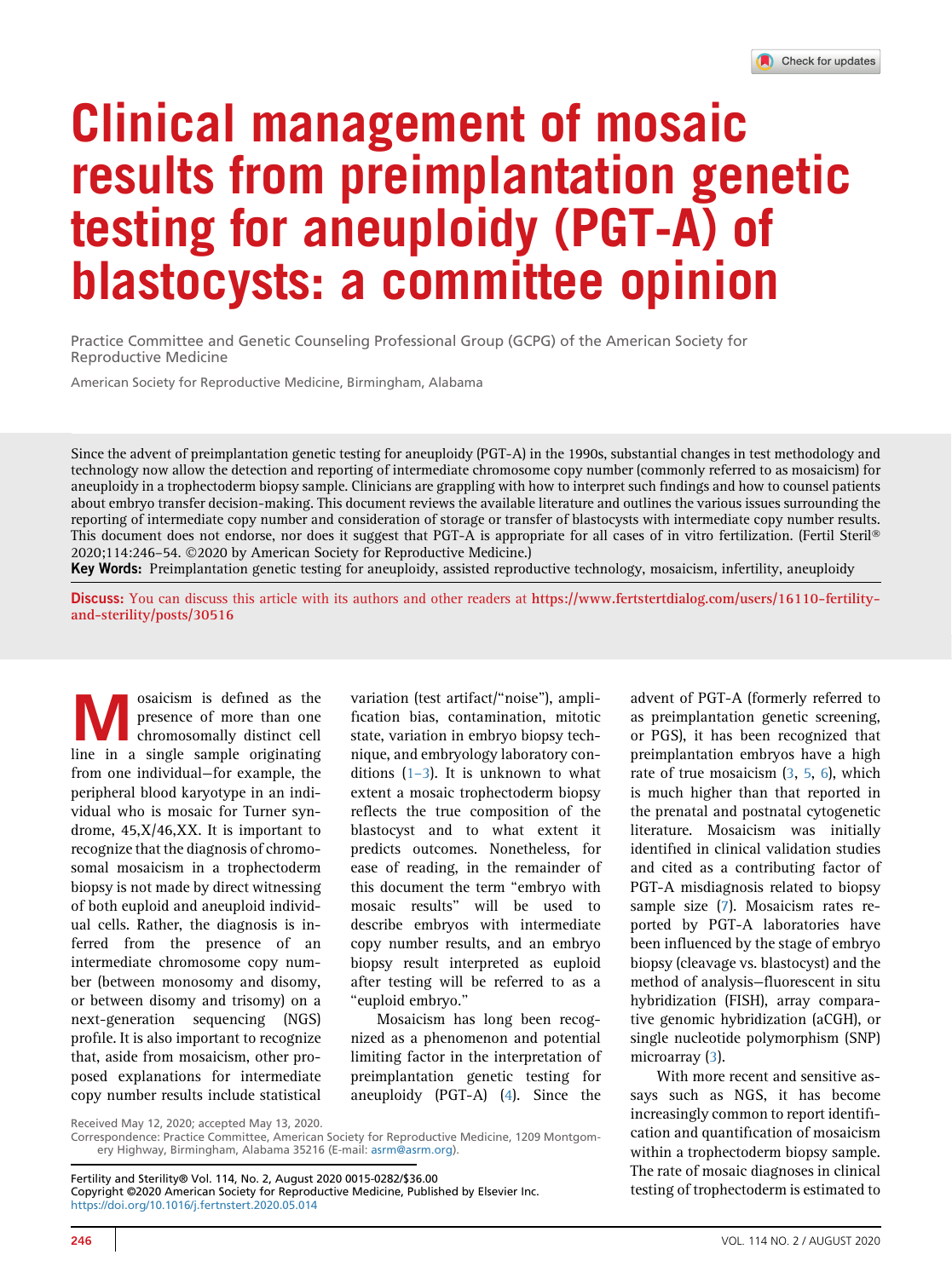# Clinical management of mosaic results from preimplantation genetic testing for aneuploidy (PGT-A) of blastocysts: a committee opinion

Practice Committee and Genetic Counseling Professional Group (GCPG) of the American Society for Reproductive Medicine

American Society for Reproductive Medicine, Birmingham, Alabama

Since the advent of preimplantation genetic testing for aneuploidy (PGT-A) in the 1990s, substantial changes in test methodology and technology now allow the detection and reporting of intermediate chromosome copy number (commonly referred to as mosaicism) for aneuploidy in a trophectoderm biopsy sample. Clinicians are grappling with how to interpret such findings and how to counsel patients about embryo transfer decision-making. This document reviews the available literature and outlines the various issues surrounding the reporting of intermediate copy number and consideration of storage or transfer of blastocysts with intermediate copy number results. This document does not endorse, nor does it suggest that PGT-A is appropriate for all cases of in vitro fertilization. (Fertil Steril® 2020;114:246–54. ©2020 by American Society for Reproductive Medicine.)

**Key Words:** Preimplantation genetic testing for aneuploidy, assisted reproductive technology, mosaicism, infertility, aneuploidy

**Discuss:** You can discuss this article with its authors and other readers at https://www.fertstertdialog.com/users/16110-fertility-and-sterility/posts/30516

Mosaicism is defined as the presence of more than one chromosomally distinct cell line in a single sample originating from one individual—for example, the peripheral blood karyotype in an individual who is mosaic for Turner syndrome, 45,X/46,XX. It is important to recognize that the diagnosis of chromosomal mosaicism in a trophectoderm biopsy is not made by direct witnessing of both euploid and aneuploid individual cells. Rather, the diagnosis is inferred from the presence of an intermediate chromosome copy number (between monosomy and disomy, or between disomy and trisomy) on a next-generation sequencing (NGS) profile. It is also important to recognize that, aside from mosaicism, other proposed explanations for intermediate copy number results include statistical variation (test artifact/"noise"), amplification bias, contamination, mitotic state, variation in embryo biopsy technique, and embryology laboratory conditions (1–3). It is unknown to what extent a mosaic trophectoderm biopsy reflects the true composition of the blastocyst and to what extent it predicts outcomes. Nonetheless, for ease of reading, in the remainder of this document the term "embryo with mosaic results" will be used to describe embryos with intermediate copy number results, and an embryo biopsy result interpreted as euploid after testing will be referred to as a "euploid embryo."

Mosaicism has long been recognized as a phenomenon and potential limiting factor in the interpretation of preimplantation genetic testing for aneuploidy (PGT-A) (4). Since the advent of PGT-A (formerly referred to as preimplantation genetic screening, or PGS), it has been recognized that preimplantation embryos have a high rate of true mosaicism (3, 5, 6), which is much higher than that reported in the prenatal and postnatal cytogenetic literature. Mosaicism was initially identified in clinical validation studies and cited as a contributing factor of PGT-A misdiagnosis related to biopsy sample size (7). Mosaicism rates reported by PGT-A laboratories have been influenced by the stage of embryo biopsy (cleavage vs. blastocyst) and the method of analysis—fluorescent in situ hybridization (FISH), array comparative genomic hybridization (aCGH), or single nucleotide polymorphism (SNP) microarray (3).

With more recent and sensitive assays such as NGS, it has become increasingly common to report identification and quantification of mosaicism within a trophectoderm biopsy sample. The rate of mosaic diagnoses in clinical testing of trophectoderm is estimated to

Received May 12, 2020; accepted May 13, 2020.
Correspondence: Practice Committee, American Society for Reproductive Medicine, 1209 Montgomery Highway, Birmingham, Alabama 35216 (E-mail: asrm@asrm.org).

Fertility and Sterility® Vol. 114, No. 2, August 2020 0015-0282/$36.00
Copyright ©2020 American Society for Reproductive Medicine, Published by Elsevier Inc.
https://doi.org/10.1016/j.fertnstert.2020.05.014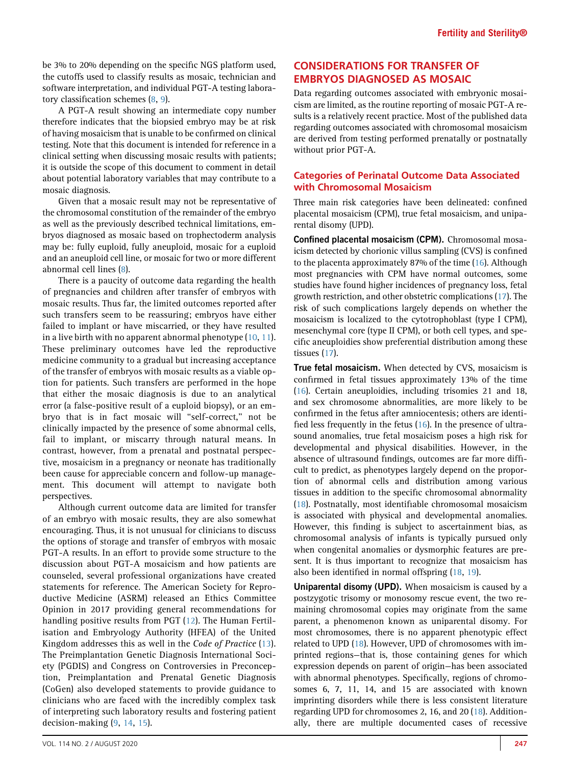be 3% to 20% depending on the specific NGS platform used, the cutoffs used to classify results as mosaic, technician and software interpretation, and individual PGT-A testing laboratory classification schemes (8, 9).

A PGT-A result showing an intermediate copy number therefore indicates that the biopsied embryo may be at risk of having mosaicism that is unable to be confirmed on clinical testing. Note that this document is intended for reference in a clinical setting when discussing mosaic results with patients; it is outside the scope of this document to comment in detail about potential laboratory variables that may contribute to a mosaic diagnosis.

Given that a mosaic result may not be representative of the chromosomal constitution of the remainder of the embryo as well as the previously described technical limitations, embryos diagnosed as mosaic based on trophectoderm analysis may be: fully euploid, fully aneuploid, mosaic for a euploid and an aneuploid cell line, or mosaic for two or more different abnormal cell lines (8).

There is a paucity of outcome data regarding the health of pregnancies and children after transfer of embryos with mosaic results. Thus far, the limited outcomes reported after such transfers seem to be reassuring; embryos have either failed to implant or have miscarried, or they have resulted in a live birth with no apparent abnormal phenotype (10, 11). These preliminary outcomes have led the reproductive medicine community to a gradual but increasing acceptance of the transfer of embryos with mosaic results as a viable option for patients. Such transfers are performed in the hope that either the mosaic diagnosis is due to an analytical error (a false-positive result of a euploid biopsy), or an embryo that is in fact mosaic will "self-correct," not be clinically impacted by the presence of some abnormal cells, fail to implant, or miscarry through natural means. In contrast, however, from a prenatal and postnatal perspective, mosaicism in a pregnancy or neonate has traditionally been cause for appreciable concern and follow-up management. This document will attempt to navigate both perspectives.

Although current outcome data are limited for transfer of an embryo with mosaic results, they are also somewhat encouraging. Thus, it is not unusual for clinicians to discuss the options of storage and transfer of embryos with mosaic PGT-A results. In an effort to provide some structure to the discussion about PGT-A mosaicism and how patients are counseled, several professional organizations have created statements for reference. The American Society for Reproductive Medicine (ASRM) released an Ethics Committee Opinion in 2017 providing general recommendations for handling positive results from PGT (12). The Human Fertilisation and Embryology Authority (HFEA) of the United Kingdom addresses this as well in the *Code of Practice* (13). The Preimplantation Genetic Diagnosis International Society (PGDIS) and Congress on Controversies in Preconception, Preimplantation and Prenatal Genetic Diagnosis (CoGen) also developed statements to provide guidance to clinicians who are faced with the incredibly complex task of interpreting such laboratory results and fostering patient decision-making (9, 14, 15).

## CONSIDERATIONS FOR TRANSFER OF EMBRYOS DIAGNOSED AS MOSAIC

Data regarding outcomes associated with embryonic mosaicism are limited, as the routine reporting of mosaic PGT-A results is a relatively recent practice. Most of the published data regarding outcomes associated with chromosomal mosaicism are derived from testing performed prenatally or postnatally without prior PGT-A.

### Categories of Perinatal Outcome Data Associated with Chromosomal Mosaicism

Three main risk categories have been delineated: confined placental mosaicism (CPM), true fetal mosaicism, and uniparental disomy (UPD).

**Confined placental mosaicism (CPM).** Chromosomal mosaicism detected by chorionic villus sampling (CVS) is confined to the placenta approximately 87% of the time (16). Although most pregnancies with CPM have normal outcomes, some studies have found higher incidences of pregnancy loss, fetal growth restriction, and other obstetric complications (17). The risk of such complications largely depends on whether the mosaicism is localized to the cytotrophoblast (type I CPM), mesenchymal core (type II CPM), or both cell types, and specific aneuploidies show preferential distribution among these tissues (17).

**True fetal mosaicism.** When detected by CVS, mosaicism is confirmed in fetal tissues approximately 13% of the time (16). Certain aneuploidies, including trisomies 21 and 18, and sex chromosome abnormalities, are more likely to be confirmed in the fetus after amniocentesis; others are identified less frequently in the fetus (16). In the presence of ultrasound anomalies, true fetal mosaicism poses a high risk for developmental and physical disabilities. However, in the absence of ultrasound findings, outcomes are far more difficult to predict, as phenotypes largely depend on the proportion of abnormal cells and distribution among various tissues in addition to the specific chromosomal abnormality (18). Postnatally, most identifiable chromosomal mosaicism is associated with physical and developmental anomalies. However, this finding is subject to ascertainment bias, as chromosomal analysis of infants is typically pursued only when congenital anomalies or dysmorphic features are present. It is thus important to recognize that mosaicism has also been identified in normal offspring (18, 19).

**Uniparental disomy (UPD).** When mosaicism is caused by a postzygotic trisomy or monosomy rescue event, the two remaining chromosomal copies may originate from the same parent, a phenomenon known as uniparental disomy. For most chromosomes, there is no apparent phenotypic effect related to UPD (18). However, UPD of chromosomes with imprinted regions—that is, those containing genes for which expression depends on parent of origin—has been associated with abnormal phenotypes. Specifically, regions of chromosomes 6, 7, 11, 14, and 15 are associated with known imprinting disorders while there is less consistent literature regarding UPD for chromosomes 2, 16, and 20 (18). Additionally, there are multiple documented cases of recessive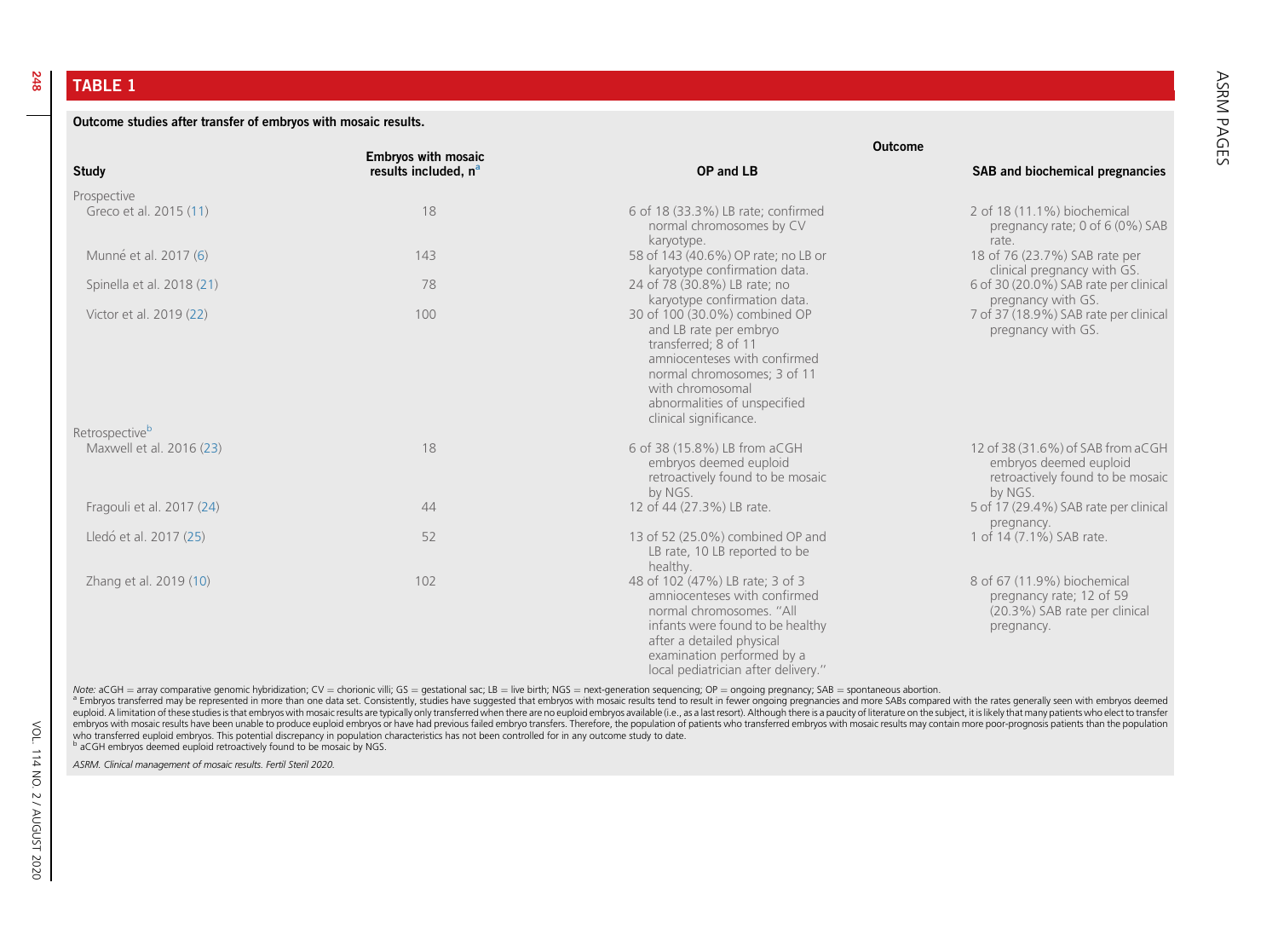## TABLE 1

**Outcome studies after transfer of embryos with mosaic results.**

| Study | Embryos with mosaic results included, n[a] | Outcome | |
|---|---|---|---|
| | | OP and LB | SAB and biochemical pregnancies |
| Prospective | | | |
| Greco et al. 2015 (11) | 18 | 6 of 18 (33.3%) LB rate; confirmed normal chromosomes by CV karyotype. | 2 of 18 (11.1%) biochemical pregnancy rate; 0 of 6 (0%) SAB rate. |
| Munné et al. 2017 (6) | 143 | 58 of 143 (40.6%) OP rate; no LB or karyotype confirmation data. | 18 of 76 (23.7%) SAB rate per clinical pregnancy with GS. |
| Spinella et al. 2018 (21) | 78 | 24 of 78 (30.8%) LB rate; no karyotype confirmation data. | 6 of 30 (20.0%) SAB rate per clinical pregnancy with GS. |
| Victor et al. 2019 (22) | 100 | 30 of 100 (30.0%) combined OP and LB rate per embryo transferred; 8 of 11 amniocenteses with confirmed normal chromosomes; 3 of 11 with chromosomal abnormalities of unspecified clinical significance. | 7 of 37 (18.9%) SAB rate per clinical pregnancy with GS. |
| Retrospective[b] | | | |
| Maxwell et al. 2016 (23) | 18 | 6 of 38 (15.8%) LB from aCGH embryos deemed euploid retroactively found to be mosaic by NGS. | 12 of 38 (31.6%) of SAB from aCGH embryos deemed euploid retroactively found to be mosaic by NGS. |
| Fragouli et al. 2017 (24) | 44 | 12 of 44 (27.3%) LB rate. | 5 of 17 (29.4%) SAB rate per clinical pregnancy. |
| Lledó et al. 2017 (25) | 52 | 13 of 52 (25.0%) combined OP and LB rate, 10 LB reported to be healthy. | 1 of 14 (7.1%) SAB rate. |
| Zhang et al. 2019 (10) | 102 | 48 of 102 (47%) LB rate; 3 of 3 amniocenteses with confirmed normal chromosomes. "All infants were found to be healthy after a detailed physical examination performed by a local pediatrician after delivery." | 8 of 67 (11.9%) biochemical pregnancy rate; 12 of 59 (20.3%) SAB rate per clinical pregnancy. |

*Note:* aCGH = array comparative genomic hybridization; CV = chorionic villi; GS = gestational sac; LB = live birth; NGS = next-generation sequencing; OP = ongoing pregnancy; SAB = spontaneous abortion.

[a] Embryos transferred may be represented in more than one data set. Consistently, studies have suggested that embryos with mosaic results tend to result in fewer ongoing pregnancies and more SABs compared with the rates generally seen with embryos deemed euploid. A limitation of these studies is that embryos with mosaic results are typically only transferred when there are no euploid embryos available (i.e., as a last resort). Although there is a paucity of literature on the subject, it is likely that many patients who elect to transfer embryos with mosaic results have been unable to produce euploid embryos or have had previous failed embryo transfers. Therefore, the population of patients who transferred embryos with mosaic results may contain more poor-prognosis patients than the population who transferred euploid embryos. This potential discrepancy in population characteristics has not been controlled for in any outcome study to date.

[b] aCGH embryos deemed euploid retroactively found to be mosaic by NGS.

*ASRM. Clinical management of mosaic results. Fertil Steril 2020.*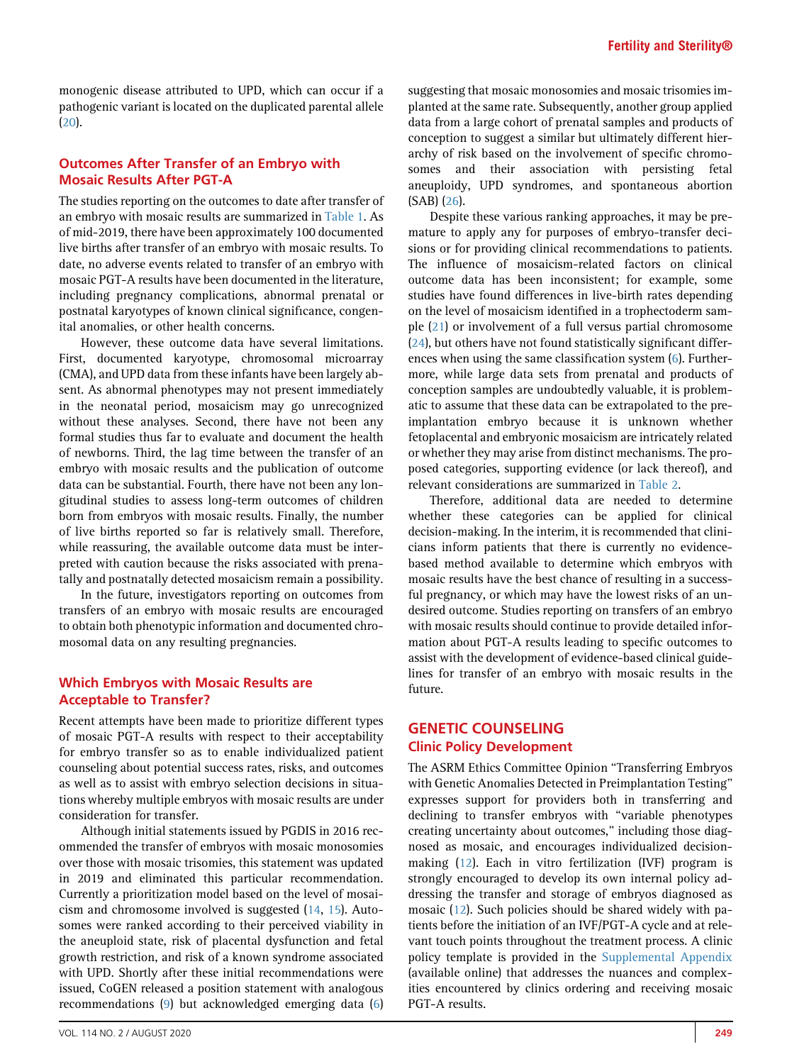monogenic disease attributed to UPD, which can occur if a pathogenic variant is located on the duplicated parental allele (20).

### Outcomes After Transfer of an Embryo with Mosaic Results After PGT-A

The studies reporting on the outcomes to date after transfer of an embryo with mosaic results are summarized in Table 1. As of mid-2019, there have been approximately 100 documented live births after transfer of an embryo with mosaic results. To date, no adverse events related to transfer of an embryo with mosaic PGT-A results have been documented in the literature, including pregnancy complications, abnormal prenatal or postnatal karyotypes of known clinical significance, congenital anomalies, or other health concerns.

However, these outcome data have several limitations. First, documented karyotype, chromosomal microarray (CMA), and UPD data from these infants have been largely absent. As abnormal phenotypes may not present immediately in the neonatal period, mosaicism may go unrecognized without these analyses. Second, there have not been any formal studies thus far to evaluate and document the health of newborns. Third, the lag time between the transfer of an embryo with mosaic results and the publication of outcome data can be substantial. Fourth, there have not been any longitudinal studies to assess long-term outcomes of children born from embryos with mosaic results. Finally, the number of live births reported so far is relatively small. Therefore, while reassuring, the available outcome data must be interpreted with caution because the risks associated with prenatally and postnatally detected mosaicism remain a possibility.

In the future, investigators reporting on outcomes from transfers of an embryo with mosaic results are encouraged to obtain both phenotypic information and documented chromosomal data on any resulting pregnancies.

### Which Embryos with Mosaic Results are Acceptable to Transfer?

Recent attempts have been made to prioritize different types of mosaic PGT-A results with respect to their acceptability for embryo transfer so as to enable individualized patient counseling about potential success rates, risks, and outcomes as well as to assist with embryo selection decisions in situations whereby multiple embryos with mosaic results are under consideration for transfer.

Although initial statements issued by PGDIS in 2016 recommended the transfer of embryos with mosaic monosomies over those with mosaic trisomies, this statement was updated in 2019 and eliminated this particular recommendation. Currently a prioritization model based on the level of mosaicism and chromosome involved is suggested (14, 15). Autosomes were ranked according to their perceived viability in the aneuploid state, risk of placental dysfunction and fetal growth restriction, and risk of a known syndrome associated with UPD. Shortly after these initial recommendations were issued, CoGEN released a position statement with analogous recommendations (9) but acknowledged emerging data (6) suggesting that mosaic monosomies and mosaic trisomies implanted at the same rate. Subsequently, another group applied data from a large cohort of prenatal samples and products of conception to suggest a similar but ultimately different hierarchy of risk based on the involvement of specific chromosomes and their association with persisting fetal aneuploidy, UPD syndromes, and spontaneous abortion (SAB) (26).

Despite these various ranking approaches, it may be premature to apply any for purposes of embryo-transfer decisions or for providing clinical recommendations to patients. The influence of mosaicism-related factors on clinical outcome data has been inconsistent; for example, some studies have found differences in live-birth rates depending on the level of mosaicism identified in a trophectoderm sample (21) or involvement of a full versus partial chromosome (24), but others have not found statistically significant differences when using the same classification system (6). Furthermore, while large data sets from prenatal and products of conception samples are undoubtedly valuable, it is problematic to assume that these data can be extrapolated to the preimplantation embryo because it is unknown whether fetoplacental and embryonic mosaicism are intricately related or whether they may arise from distinct mechanisms. The proposed categories, supporting evidence (or lack thereof), and relevant considerations are summarized in Table 2.

Therefore, additional data are needed to determine whether these categories can be applied for clinical decision-making. In the interim, it is recommended that clinicians inform patients that there is currently no evidence-based method available to determine which embryos with mosaic results have the best chance of resulting in a successful pregnancy, or which may have the lowest risks of an undesired outcome. Studies reporting on transfers of an embryo with mosaic results should continue to provide detailed information about PGT-A results leading to specific outcomes to assist with the development of evidence-based clinical guidelines for transfer of an embryo with mosaic results in the future.

## GENETIC COUNSELING

### Clinic Policy Development

The ASRM Ethics Committee Opinion "Transferring Embryos with Genetic Anomalies Detected in Preimplantation Testing" expresses support for providers both in transferring and declining to transfer embryos with "variable phenotypes creating uncertainty about outcomes," including those diagnosed as mosaic, and encourages individualized decision-making (12). Each in vitro fertilization (IVF) program is strongly encouraged to develop its own internal policy addressing the transfer and storage of embryos diagnosed as mosaic (12). Such policies should be shared widely with patients before the initiation of an IVF/PGT-A cycle and at relevant touch points throughout the treatment process. A clinic policy template is provided in the Supplemental Appendix (available online) that addresses the nuances and complexities encountered by clinics ordering and receiving mosaic PGT-A results.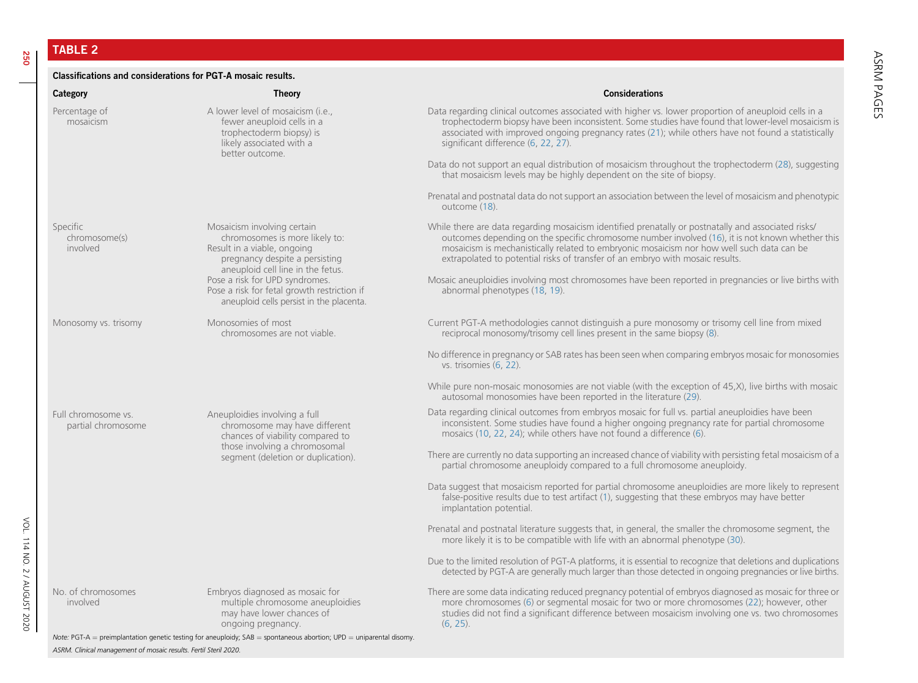## TABLE 2

**Classifications and considerations for PGT-A mosaic results.**

| Category | Theory | Considerations |
|---|---|---|
| Percentage of mosaicism | A lower level of mosaicism (i.e., fewer aneuploid cells in a trophectoderm biopsy) is likely associated with a better outcome. | Data regarding clinical outcomes associated with higher vs. lower proportion of aneuploid cells in a trophectoderm biopsy have been inconsistent. Some studies have found that lower-level mosaicism is associated with improved ongoing pregnancy rates (21); while others have not found a statistically significant difference (6, 22, 27). |
| | | Data do not support an equal distribution of mosaicism throughout the trophectoderm (28), suggesting that mosaicism levels may be highly dependent on the site of biopsy. |
| | | Prenatal and postnatal data do not support an association between the level of mosaicism and phenotypic outcome (18). |
| Specific chromosome(s) involved | Mosaicism involving certain chromosomes is more likely to:<br>Result in a viable, ongoing pregnancy despite a persisting aneuploid cell line in the fetus.<br>Pose a risk for UPD syndromes.<br>Pose a risk for fetal growth restriction if aneuploid cells persist in the placenta. | While there are data regarding mosaicism identified prenatally or postnatally and associated risks/outcomes depending on the specific chromosome number involved (16), it is not known whether this mosaicism is mechanistically related to embryonic mosaicism nor how well such data can be extrapolated to potential risks of transfer of an embryo with mosaic results. |
| | | Mosaic aneuploidies involving most chromosomes have been reported in pregnancies or live births with abnormal phenotypes (18, 19). |
| Monosomy vs. trisomy | Monosomies of most chromosomes are not viable. | Current PGT-A methodologies cannot distinguish a pure monosomy or trisomy cell line from mixed reciprocal monosomy/trisomy cell lines present in the same biopsy (8). |
| | | No difference in pregnancy or SAB rates has been seen when comparing embryos mosaic for monosomies vs. trisomies (6, 22). |
| | | While pure non-mosaic monosomies are not viable (with the exception of 45,X), live births with mosaic autosomal monosomies have been reported in the literature (29). |
| Full chromosome vs. partial chromosome | Aneuploidies involving a full chromosome may have different chances of viability compared to those involving a chromosomal segment (deletion or duplication). | Data regarding clinical outcomes from embryos mosaic for full vs. partial aneuploidies have been inconsistent. Some studies have found a higher ongoing pregnancy rate for partial chromosome mosaics (10, 22, 24); while others have not found a difference (6). |
| | | There are currently no data supporting an increased chance of viability with persisting fetal mosaicism of a partial chromosome aneuploidy compared to a full chromosome aneuploidy. |
| | | Data suggest that mosaicism reported for partial chromosome aneuploidies are more likely to represent false-positive results due to test artifact (1), suggesting that these embryos may have better implantation potential. |
| | | Prenatal and postnatal literature suggests that, in general, the smaller the chromosome segment, the more likely it is to be compatible with life with an abnormal phenotype (30). |
| | | Due to the limited resolution of PGT-A platforms, it is essential to recognize that deletions and duplications detected by PGT-A are generally much larger than those detected in ongoing pregnancies or live births. |
| No. of chromosomes involved | Embryos diagnosed as mosaic for multiple chromosome aneuploidies may have lower chances of ongoing pregnancy. | There are some data indicating reduced pregnancy potential of embryos diagnosed as mosaic for three or more chromosomes (6) or segmental mosaic for two or more chromosomes (22); however, other studies did not find a significant difference between mosaicism involving one vs. two chromosomes (6, 25). |

*Note:* PGT-A = preimplantation genetic testing for aneuploidy; SAB = spontaneous abortion; UPD = uniparental disomy.

*ASRM. Clinical management of mosaic results. Fertil Steril 2020.*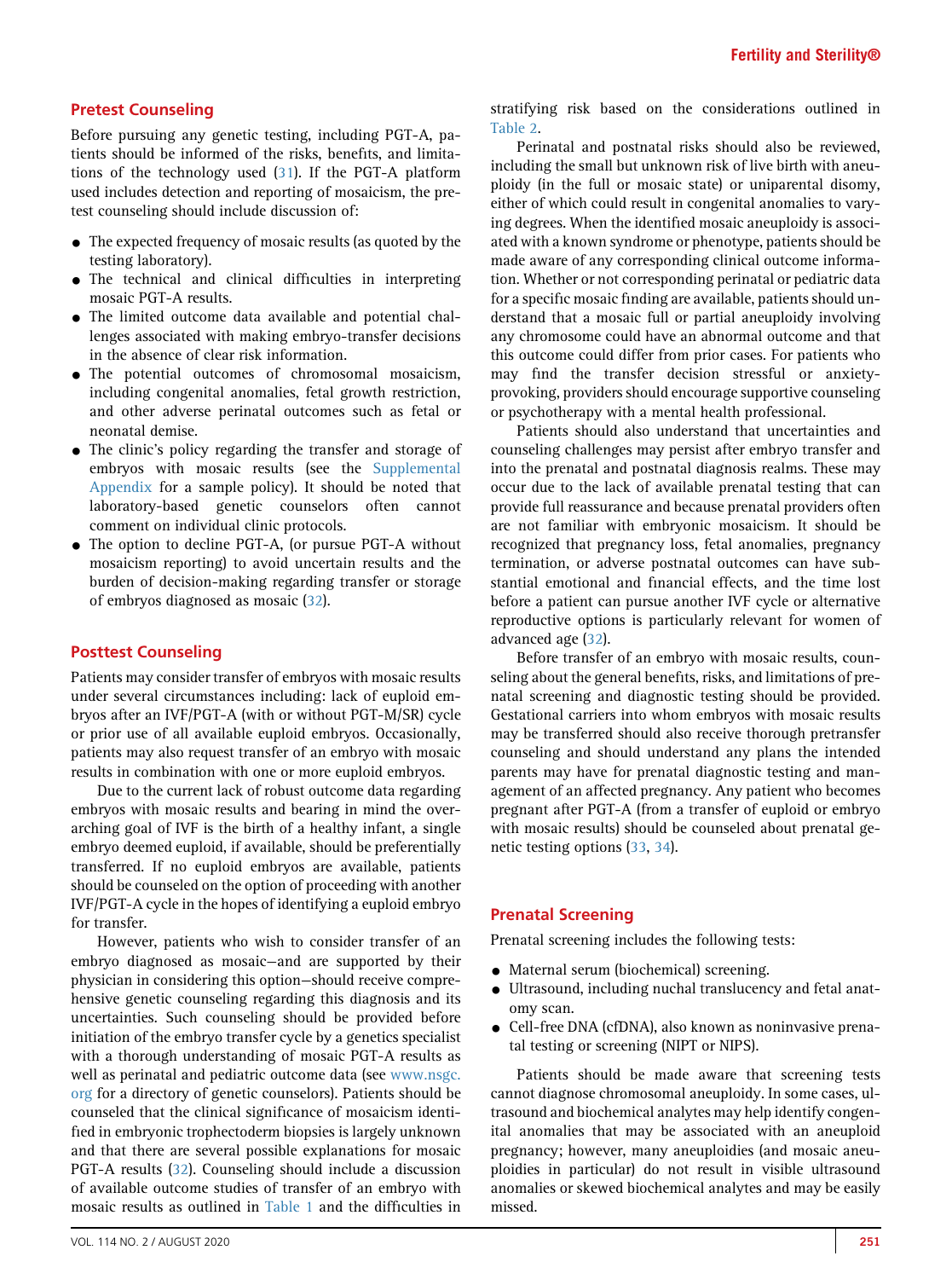## Pretest Counseling

Before pursuing any genetic testing, including PGT-A, patients should be informed of the risks, benefits, and limitations of the technology used (31). If the PGT-A platform used includes detection and reporting of mosaicism, the pretest counseling should include discussion of:

- The expected frequency of mosaic results (as quoted by the testing laboratory).
- The technical and clinical difficulties in interpreting mosaic PGT-A results.
- The limited outcome data available and potential challenges associated with making embryo-transfer decisions in the absence of clear risk information.
- The potential outcomes of chromosomal mosaicism, including congenital anomalies, fetal growth restriction, and other adverse perinatal outcomes such as fetal or neonatal demise.
- The clinic's policy regarding the transfer and storage of embryos with mosaic results (see the Supplemental Appendix for a sample policy). It should be noted that laboratory-based genetic counselors often cannot comment on individual clinic protocols.
- The option to decline PGT-A, (or pursue PGT-A without mosaicism reporting) to avoid uncertain results and the burden of decision-making regarding transfer or storage of embryos diagnosed as mosaic (32).

## Posttest Counseling

Patients may consider transfer of embryos with mosaic results under several circumstances including: lack of euploid embryos after an IVF/PGT-A (with or without PGT-M/SR) cycle or prior use of all available euploid embryos. Occasionally, patients may also request transfer of an embryo with mosaic results in combination with one or more euploid embryos.

Due to the current lack of robust outcome data regarding embryos with mosaic results and bearing in mind the overarching goal of IVF is the birth of a healthy infant, a single embryo deemed euploid, if available, should be preferentially transferred. If no euploid embryos are available, patients should be counseled on the option of proceeding with another IVF/PGT-A cycle in the hopes of identifying a euploid embryo for transfer.

However, patients who wish to consider transfer of an embryo diagnosed as mosaic—and are supported by their physician in considering this option—should receive comprehensive genetic counseling regarding this diagnosis and its uncertainties. Such counseling should be provided before initiation of the embryo transfer cycle by a genetics specialist with a thorough understanding of mosaic PGT-A results as well as perinatal and pediatric outcome data (see www.nsgc.org for a directory of genetic counselors). Patients should be counseled that the clinical significance of mosaicism identified in embryonic trophectoderm biopsies is largely unknown and that there are several possible explanations for mosaic PGT-A results (32). Counseling should include a discussion of available outcome studies of transfer of an embryo with mosaic results as outlined in Table 1 and the difficulties in stratifying risk based on the considerations outlined in Table 2.

Perinatal and postnatal risks should also be reviewed, including the small but unknown risk of live birth with aneuploidy (in the full or mosaic state) or uniparental disomy, either of which could result in congenital anomalies to varying degrees. When the identified mosaic aneuploidy is associated with a known syndrome or phenotype, patients should be made aware of any corresponding clinical outcome information. Whether or not corresponding perinatal or pediatric data for a specific mosaic finding are available, patients should understand that a mosaic full or partial aneuploidy involving any chromosome could have an abnormal outcome and that this outcome could differ from prior cases. For patients who may find the transfer decision stressful or anxiety-provoking, providers should encourage supportive counseling or psychotherapy with a mental health professional.

Patients should also understand that uncertainties and counseling challenges may persist after embryo transfer and into the prenatal and postnatal diagnosis realms. These may occur due to the lack of available prenatal testing that can provide full reassurance and because prenatal providers often are not familiar with embryonic mosaicism. It should be recognized that pregnancy loss, fetal anomalies, pregnancy termination, or adverse postnatal outcomes can have substantial emotional and financial effects, and the time lost before a patient can pursue another IVF cycle or alternative reproductive options is particularly relevant for women of advanced age (32).

Before transfer of an embryo with mosaic results, counseling about the general benefits, risks, and limitations of prenatal screening and diagnostic testing should be provided. Gestational carriers into whom embryos with mosaic results may be transferred should also receive thorough pretransfer counseling and should understand any plans the intended parents may have for prenatal diagnostic testing and management of an affected pregnancy. Any patient who becomes pregnant after PGT-A (from a transfer of euploid or embryo with mosaic results) should be counseled about prenatal genetic testing options (33, 34).

## Prenatal Screening

Prenatal screening includes the following tests:

- Maternal serum (biochemical) screening.
- Ultrasound, including nuchal translucency and fetal anatomy scan.
- Cell-free DNA (cfDNA), also known as noninvasive prenatal testing or screening (NIPT or NIPS).

Patients should be made aware that screening tests cannot diagnose chromosomal aneuploidy. In some cases, ultrasound and biochemical analytes may help identify congenital anomalies that may be associated with an aneuploid pregnancy; however, many aneuploidies (and mosaic aneuploidies in particular) do not result in visible ultrasound anomalies or skewed biochemical analytes and may be easily missed.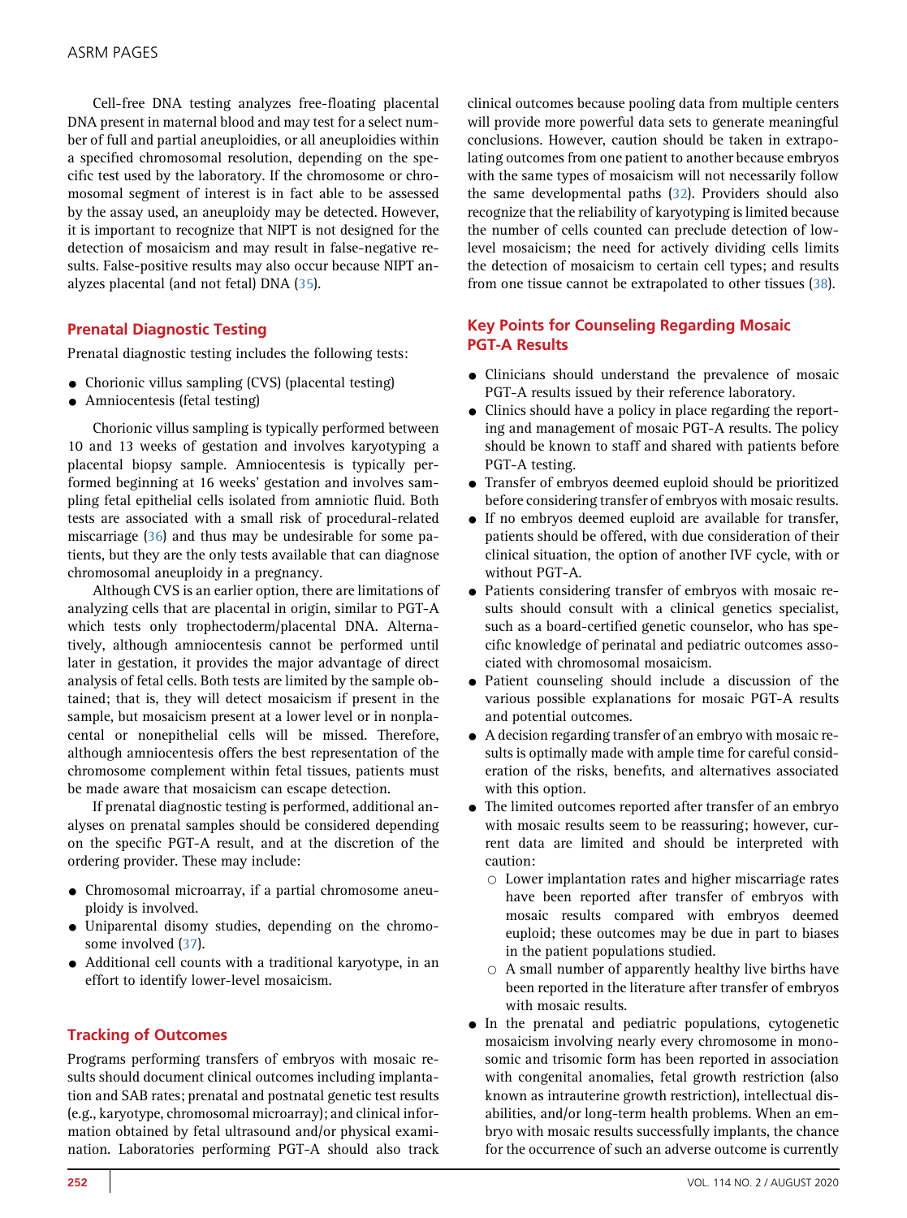Cell-free DNA testing analyzes free-floating placental DNA present in maternal blood and may test for a select number of full and partial aneuploidies, or all aneuploidies within a specified chromosomal resolution, depending on the specific test used by the laboratory. If the chromosome or chromosomal segment of interest is in fact able to be assessed by the assay used, an aneuploidy may be detected. However, it is important to recognize that NIPT is not designed for the detection of mosaicism and may result in false-negative results. False-positive results may also occur because NIPT analyzes placental (and not fetal) DNA (35).

## Prenatal Diagnostic Testing

Prenatal diagnostic testing includes the following tests:

- Chorionic villus sampling (CVS) (placental testing)
- Amniocentesis (fetal testing)

Chorionic villus sampling is typically performed between 10 and 13 weeks of gestation and involves karyotyping a placental biopsy sample. Amniocentesis is typically performed beginning at 16 weeks' gestation and involves sampling fetal epithelial cells isolated from amniotic fluid. Both tests are associated with a small risk of procedural-related miscarriage (36) and thus may be undesirable for some patients, but they are the only tests available that can diagnose chromosomal aneuploidy in a pregnancy.

Although CVS is an earlier option, there are limitations of analyzing cells that are placental in origin, similar to PGT-A which tests only trophectoderm/placental DNA. Alternatively, although amniocentesis cannot be performed until later in gestation, it provides the major advantage of direct analysis of fetal cells. Both tests are limited by the sample obtained; that is, they will detect mosaicism if present in the sample, but mosaicism present at a lower level or in nonplacental or nonepithelial cells will be missed. Therefore, although amniocentesis offers the best representation of the chromosome complement within fetal tissues, patients must be made aware that mosaicism can escape detection.

If prenatal diagnostic testing is performed, additional analyses on prenatal samples should be considered depending on the specific PGT-A result, and at the discretion of the ordering provider. These may include:

- Chromosomal microarray, if a partial chromosome aneuploidy is involved.
- Uniparental disomy studies, depending on the chromosome involved (37).
- Additional cell counts with a traditional karyotype, in an effort to identify lower-level mosaicism.

## Tracking of Outcomes

Programs performing transfers of embryos with mosaic results should document clinical outcomes including implantation and SAB rates; prenatal and postnatal genetic test results (e.g., karyotype, chromosomal microarray); and clinical information obtained by fetal ultrasound and/or physical examination. Laboratories performing PGT-A should also track clinical outcomes because pooling data from multiple centers will provide more powerful data sets to generate meaningful conclusions. However, caution should be taken in extrapolating outcomes from one patient to another because embryos with the same types of mosaicism will not necessarily follow the same developmental paths (32). Providers should also recognize that the reliability of karyotyping is limited because the number of cells counted can preclude detection of low-level mosaicism; the need for actively dividing cells limits the detection of mosaicism to certain cell types; and results from one tissue cannot be extrapolated to other tissues (38).

## Key Points for Counseling Regarding Mosaic PGT-A Results

- Clinicians should understand the prevalence of mosaic PGT-A results issued by their reference laboratory.
- Clinics should have a policy in place regarding the reporting and management of mosaic PGT-A results. The policy should be known to staff and shared with patients before PGT-A testing.
- Transfer of embryos deemed euploid should be prioritized before considering transfer of embryos with mosaic results.
- If no embryos deemed euploid are available for transfer, patients should be offered, with due consideration of their clinical situation, the option of another IVF cycle, with or without PGT-A.
- Patients considering transfer of embryos with mosaic results should consult with a clinical genetics specialist, such as a board-certified genetic counselor, who has specific knowledge of perinatal and pediatric outcomes associated with chromosomal mosaicism.
- Patient counseling should include a discussion of the various possible explanations for mosaic PGT-A results and potential outcomes.
- A decision regarding transfer of an embryo with mosaic results is optimally made with ample time for careful consideration of the risks, benefits, and alternatives associated with this option.
- The limited outcomes reported after transfer of an embryo with mosaic results seem to be reassuring; however, current data are limited and should be interpreted with caution:
  - Lower implantation rates and higher miscarriage rates have been reported after transfer of embryos with mosaic results compared with embryos deemed euploid; these outcomes may be due in part to biases in the patient populations studied.
  - A small number of apparently healthy live births have been reported in the literature after transfer of embryos with mosaic results.
- In the prenatal and pediatric populations, cytogenetic mosaicism involving nearly every chromosome in monosomic and trisomic form has been reported in association with congenital anomalies, fetal growth restriction (also known as intrauterine growth restriction), intellectual disabilities, and/or long-term health problems. When an embryo with mosaic results successfully implants, the chance for the occurrence of such an adverse outcome is currently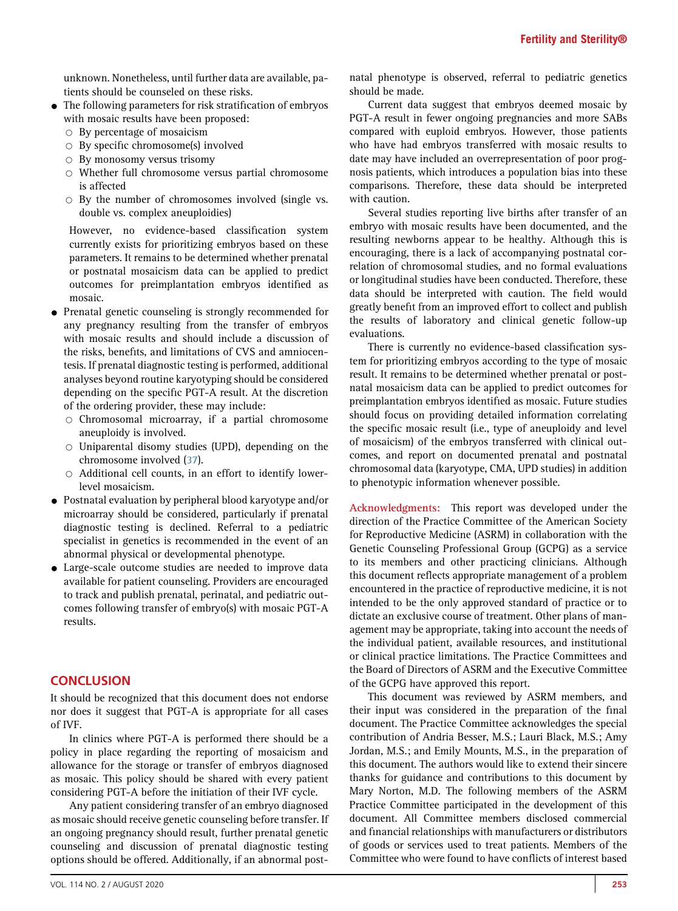unknown. Nonetheless, until further data are available, patients should be counseled on these risks.

- The following parameters for risk stratification of embryos with mosaic results have been proposed:
  - By percentage of mosaicism
  - By specific chromosome(s) involved
  - By monosomy versus trisomy
  - Whether full chromosome versus partial chromosome is affected
  - By the number of chromosomes involved (single vs. double vs. complex aneuploidies)

  However, no evidence-based classification system currently exists for prioritizing embryos based on these parameters. It remains to be determined whether prenatal or postnatal mosaicism data can be applied to predict outcomes for preimplantation embryos identified as mosaic.
- Prenatal genetic counseling is strongly recommended for any pregnancy resulting from the transfer of embryos with mosaic results and should include a discussion of the risks, benefits, and limitations of CVS and amniocentesis. If prenatal diagnostic testing is performed, additional analyses beyond routine karyotyping should be considered depending on the specific PGT-A result. At the discretion of the ordering provider, these may include:
  - Chromosomal microarray, if a partial chromosome aneuploidy is involved.
  - Uniparental disomy studies (UPD), depending on the chromosome involved (37).
  - Additional cell counts, in an effort to identify lower-level mosaicism.
- Postnatal evaluation by peripheral blood karyotype and/or microarray should be considered, particularly if prenatal diagnostic testing is declined. Referral to a pediatric specialist in genetics is recommended in the event of an abnormal physical or developmental phenotype.
- Large-scale outcome studies are needed to improve data available for patient counseling. Providers are encouraged to track and publish prenatal, perinatal, and pediatric outcomes following transfer of embryo(s) with mosaic PGT-A results.

## CONCLUSION

It should be recognized that this document does not endorse nor does it suggest that PGT-A is appropriate for all cases of IVF.

In clinics where PGT-A is performed there should be a policy in place regarding the reporting of mosaicism and allowance for the storage or transfer of embryos diagnosed as mosaic. This policy should be shared with every patient considering PGT-A before the initiation of their IVF cycle.

Any patient considering transfer of an embryo diagnosed as mosaic should receive genetic counseling before transfer. If an ongoing pregnancy should result, further prenatal genetic counseling and discussion of prenatal diagnostic testing options should be offered. Additionally, if an abnormal postnatal phenotype is observed, referral to pediatric genetics should be made.

Current data suggest that embryos deemed mosaic by PGT-A result in fewer ongoing pregnancies and more SABs compared with euploid embryos. However, those patients who have had embryos transferred with mosaic results to date may have included an overrepresentation of poor prognosis patients, which introduces a population bias into these comparisons. Therefore, these data should be interpreted with caution.

Several studies reporting live births after transfer of an embryo with mosaic results have been documented, and the resulting newborns appear to be healthy. Although this is encouraging, there is a lack of accompanying postnatal correlation of chromosomal studies, and no formal evaluations or longitudinal studies have been conducted. Therefore, these data should be interpreted with caution. The field would greatly benefit from an improved effort to collect and publish the results of laboratory and clinical genetic follow-up evaluations.

There is currently no evidence-based classification system for prioritizing embryos according to the type of mosaic result. It remains to be determined whether prenatal or postnatal mosaicism data can be applied to predict outcomes for preimplantation embryos identified as mosaic. Future studies should focus on providing detailed information correlating the specific mosaic result (i.e., type of aneuploidy and level of mosaicism) of the embryos transferred with clinical outcomes, and report on documented prenatal and postnatal chromosomal data (karyotype, CMA, UPD studies) in addition to phenotypic information whenever possible.

**Acknowledgments:** This report was developed under the direction of the Practice Committee of the American Society for Reproductive Medicine (ASRM) in collaboration with the Genetic Counseling Professional Group (GCPG) as a service to its members and other practicing clinicians. Although this document reflects appropriate management of a problem encountered in the practice of reproductive medicine, it is not intended to be the only approved standard of practice or to dictate an exclusive course of treatment. Other plans of management may be appropriate, taking into account the needs of the individual patient, available resources, and institutional or clinical practice limitations. The Practice Committees and the Board of Directors of ASRM and the Executive Committee of the GCPG have approved this report.

This document was reviewed by ASRM members, and their input was considered in the preparation of the final document. The Practice Committee acknowledges the special contribution of Andria Besser, M.S.; Lauri Black, M.S.; Amy Jordan, M.S.; and Emily Mounts, M.S., in the preparation of this document. The authors would like to extend their sincere thanks for guidance and contributions to this document by Mary Norton, M.D. The following members of the ASRM Practice Committee participated in the development of this document. All Committee members disclosed commercial and financial relationships with manufacturers or distributors of goods or services used to treat patients. Members of the Committee who were found to have conflicts of interest based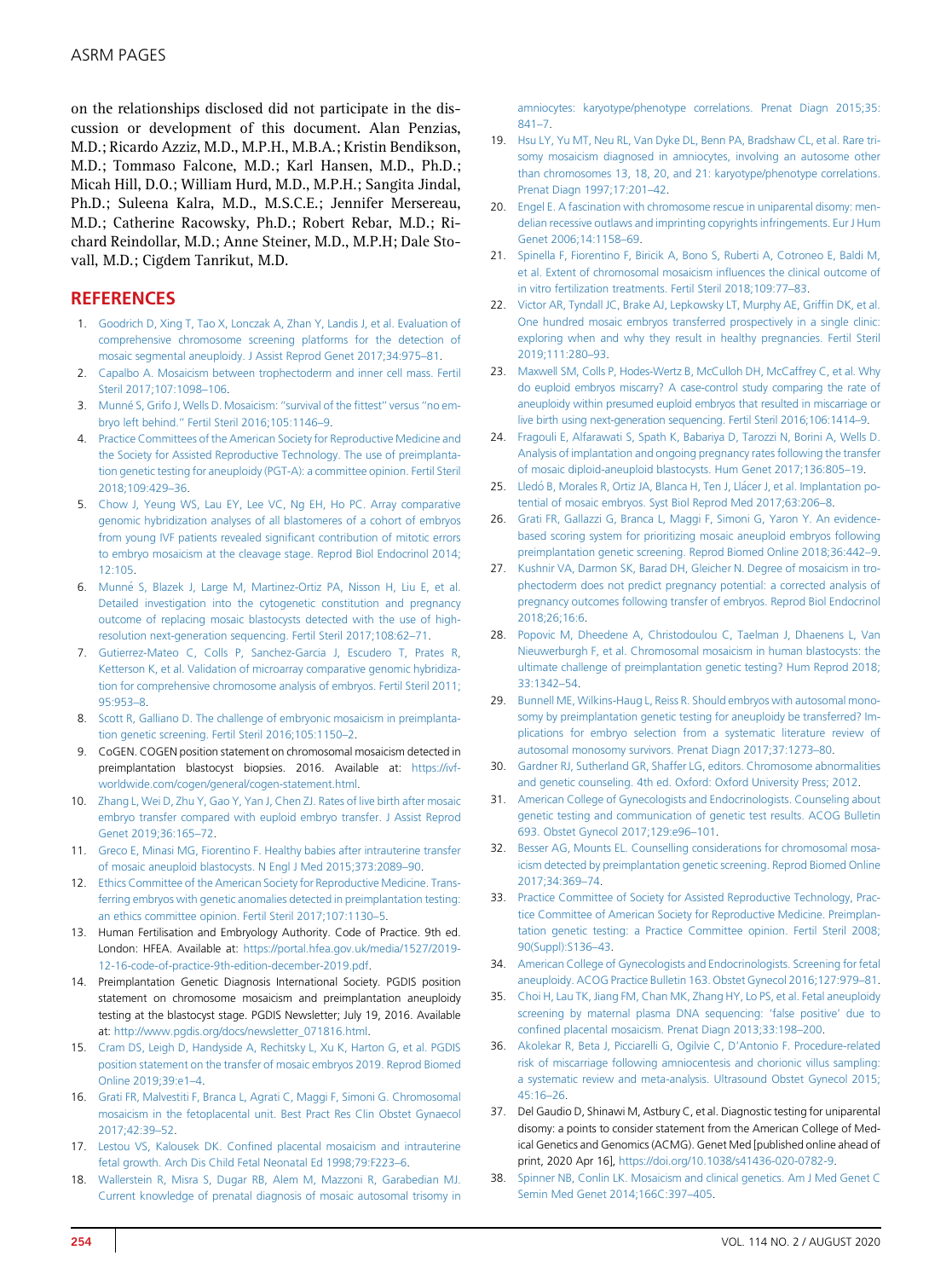on the relationships disclosed did not participate in the discussion or development of this document. Alan Penzias, M.D.; Ricardo Azziz, M.D., M.P.H., M.B.A.; Kristin Bendikson, M.D.; Tommaso Falcone, M.D.; Karl Hansen, M.D., Ph.D.; Micah Hill, D.O.; William Hurd, M.D., M.P.H.; Sangita Jindal, Ph.D.; Suleena Kalra, M.D., M.S.C.E.; Jennifer Mersereau, M.D.; Catherine Racowsky, Ph.D.; Robert Rebar, M.D.; Richard Reindollar, M.D.; Anne Steiner, M.D., M.P.H; Dale Stovall, M.D.; Cigdem Tanrikut, M.D.

## REFERENCES

1. Goodrich D, Xing T, Tao X, Lonczak A, Zhan Y, Landis J, et al. Evaluation of comprehensive chromosome screening platforms for the detection of mosaic segmental aneuploidy. J Assist Reprod Genet 2017;34:975–81.
2. Capalbo A. Mosaicism between trophectoderm and inner cell mass. Fertil Steril 2017;107:1098–106.
3. Munné S, Grifo J, Wells D. Mosaicism: "survival of the fittest" versus "no embryo left behind." Fertil Steril 2016;105:1146–9.
4. Practice Committees of the American Society for Reproductive Medicine and the Society for Assisted Reproductive Technology. The use of preimplantation genetic testing for aneuploidy (PGT-A): a committee opinion. Fertil Steril 2018;109:429–36.
5. Chow J, Yeung WS, Lau EY, Lee VC, Ng EH, Ho PC. Array comparative genomic hybridization analyses of all blastomeres of a cohort of embryos from young IVF patients revealed significant contribution of mitotic errors to embryo mosaicism at the cleavage stage. Reprod Biol Endocrinol 2014;12:105.
6. Munné S, Blazek J, Large M, Martinez-Ortiz PA, Nisson H, Liu E, et al. Detailed investigation into the cytogenetic constitution and pregnancy outcome of replacing mosaic blastocysts detected with the use of high-resolution next-generation sequencing. Fertil Steril 2017;108:62–71.
7. Gutierrez-Mateo C, Colls P, Sanchez-Garcia J, Escudero T, Prates R, Ketterson K, et al. Validation of microarray comparative genomic hybridization for comprehensive chromosome analysis of embryos. Fertil Steril 2011;95:953–8.
8. Scott R, Galliano D. The challenge of embryonic mosaicism in preimplantation genetic screening. Fertil Steril 2016;105:1150–2.
9. CoGEN. COGEN position statement on chromosomal mosaicism detected in preimplantation blastocyst biopsies. 2016. Available at: https://ivf-worldwide.com/cogen/general/cogen-statement.html.
10. Zhang L, Wei D, Zhu Y, Gao Y, Yan J, Chen ZJ. Rates of live birth after mosaic embryo transfer compared with euploid embryo transfer. J Assist Reprod Genet 2019;36:165–72.
11. Greco E, Minasi MG, Fiorentino F. Healthy babies after intrauterine transfer of mosaic aneuploid blastocysts. N Engl J Med 2015;373:2089–90.
12. Ethics Committee of the American Society for Reproductive Medicine. Transferring embryos with genetic anomalies detected in preimplantation testing: an ethics committee opinion. Fertil Steril 2017;107:1130–5.
13. Human Fertilisation and Embryology Authority. Code of Practice. 9th ed. London: HFEA. Available at: https://portal.hfea.gov.uk/media/1527/2019-12-16-code-of-practice-9th-edition-december-2019.pdf.
14. Preimplantation Genetic Diagnosis International Society. PGDIS position statement on chromosome mosaicism and preimplantation aneuploidy testing at the blastocyst stage. PGDIS Newsletter; July 19, 2016. Available at: http://www.pgdis.org/docs/newsletter_071816.html.
15. Cram DS, Leigh D, Handyside A, Rechitsky L, Xu K, Harton G, et al. PGDIS position statement on the transfer of mosaic embryos 2019. Reprod Biomed Online 2019;39:e1–4.
16. Grati FR, Malvestiti F, Branca L, Agrati C, Maggi F, Simoni G. Chromosomal mosaicism in the fetoplacental unit. Best Pract Res Clin Obstet Gynaecol 2017;42:39–52.
17. Lestou VS, Kalousek DK. Confined placental mosaicism and intrauterine fetal growth. Arch Dis Child Fetal Neonatal Ed 1998;79:F223–6.
18. Wallerstein R, Misra S, Dugar RB, Alem M, Mazzoni R, Garabedian MJ. Current knowledge of prenatal diagnosis of mosaic autosomal trisomy in amniocytes: karyotype/phenotype correlations. Prenat Diagn 2015;35:841–7.
19. Hsu LY, Yu MT, Neu RL, Van Dyke DL, Benn PA, Bradshaw CL, et al. Rare trisomy mosaicism diagnosed in amniocytes, involving an autosome other than chromosomes 13, 18, 20, and 21: karyotype/phenotype correlations. Prenat Diagn 1997;17:201–42.
20. Engel E. A fascination with chromosome rescue in uniparental disomy: mendelian recessive outlaws and imprinting copyrights infringements. Eur J Hum Genet 2006;14:1158–69.
21. Spinella F, Fiorentino F, Biricik A, Bono S, Ruberti A, Cotroneo E, Baldi M, et al. Extent of chromosomal mosaicism influences the clinical outcome of in vitro fertilization treatments. Fertil Steril 2018;109:77–83.
22. Victor AR, Tyndall JC, Brake AJ, Lepkowsky LT, Murphy AE, Griffin DK, et al. One hundred mosaic embryos transferred prospectively in a single clinic: exploring when and why they result in healthy pregnancies. Fertil Steril 2019;111:280–93.
23. Maxwell SM, Colls P, Hodes-Wertz B, McCulloh DH, McCaffrey C, et al. Why do euploid embryos miscarry? A case-control study comparing the rate of aneuploidy within presumed euploid embryos that resulted in miscarriage or live birth using next-generation sequencing. Fertil Steril 2016;106:1414–9.
24. Fragouli E, Alfarawati S, Spath K, Babariya D, Tarozzi N, Borini A, Wells D. Analysis of implantation and ongoing pregnancy rates following the transfer of mosaic diploid-aneuploid blastocysts. Hum Genet 2017;136:805–19.
25. Lledó B, Morales R, Ortiz JA, Blanca H, Ten J, Llácer J, et al. Implantation potential of mosaic embryos. Syst Biol Reprod Med 2017;63:206–8.
26. Grati FR, Gallazzi G, Branca L, Maggi F, Simoni G, Yaron Y. An evidence-based scoring system for prioritizing mosaic aneuploid embryos following preimplantation genetic screening. Reprod Biomed Online 2018;36:442–9.
27. Kushnir VA, Darmon SK, Barad DH, Gleicher N. Degree of mosaicism in trophectoderm does not predict pregnancy potential: a corrected analysis of pregnancy outcomes following transfer of embryos. Reprod Biol Endocrinol 2018;26;16:6.
28. Popovic M, Dheedene A, Christodoulou C, Taelman J, Dhaenens L, Van Nieuwerburgh F, et al. Chromosomal mosaicism in human blastocysts: the ultimate challenge of preimplantation genetic testing? Hum Reprod 2018;33:1342–54.
29. Bunnell ME, Wilkins-Haug L, Reiss R. Should embryos with autosomal monosomy by preimplantation genetic testing for aneuploidy be transferred? Implications for embryo selection from a systematic literature review of autosomal monosomy survivors. Prenat Diagn 2017;37:1273–80.
30. Gardner RJ, Sutherland GR, Shaffer LG, editors. Chromosome abnormalities and genetic counseling. 4th ed. Oxford: Oxford University Press; 2012.
31. American College of Gynecologists and Endocrinologists. Counseling about genetic testing and communication of genetic test results. ACOG Bulletin 693. Obstet Gynecol 2017;129:e96–101.
32. Besser AG, Mounts EL. Counselling considerations for chromosomal mosaicism detected by preimplantation genetic screening. Reprod Biomed Online 2017;34:369–74.
33. Practice Committee of Society for Assisted Reproductive Technology, Practice Committee of American Society for Reproductive Medicine. Preimplantation genetic testing: a Practice Committee opinion. Fertil Steril 2008;90(Suppl):S136–43.
34. American College of Gynecologists and Endocrinologists. Screening for fetal aneuploidy. ACOG Practice Bulletin 163. Obstet Gynecol 2016;127:979–81.
35. Choi H, Lau TK, Jiang FM, Chan MK, Zhang HY, Lo PS, et al. Fetal aneuploidy screening by maternal plasma DNA sequencing: 'false positive' due to confined placental mosaicism. Prenat Diagn 2013;33:198–200.
36. Akolekar R, Beta J, Picciarelli G, Ogilvie C, D'Antonio F. Procedure-related risk of miscarriage following amniocentesis and chorionic villus sampling: a systematic review and meta-analysis. Ultrasound Obstet Gynecol 2015;45:16–26.
37. Del Gaudio D, Shinawi M, Astbury C, et al. Diagnostic testing for uniparental disomy: a points to consider statement from the American College of Medical Genetics and Genomics (ACMG). Genet Med [published online ahead of print, 2020 Apr 16], https://doi.org/10.1038/s41436-020-0782-9.
38. Spinner NB, Conlin LK. Mosaicism and clinical genetics. Am J Med Genet C Semin Med Genet 2014;166C:397–405.